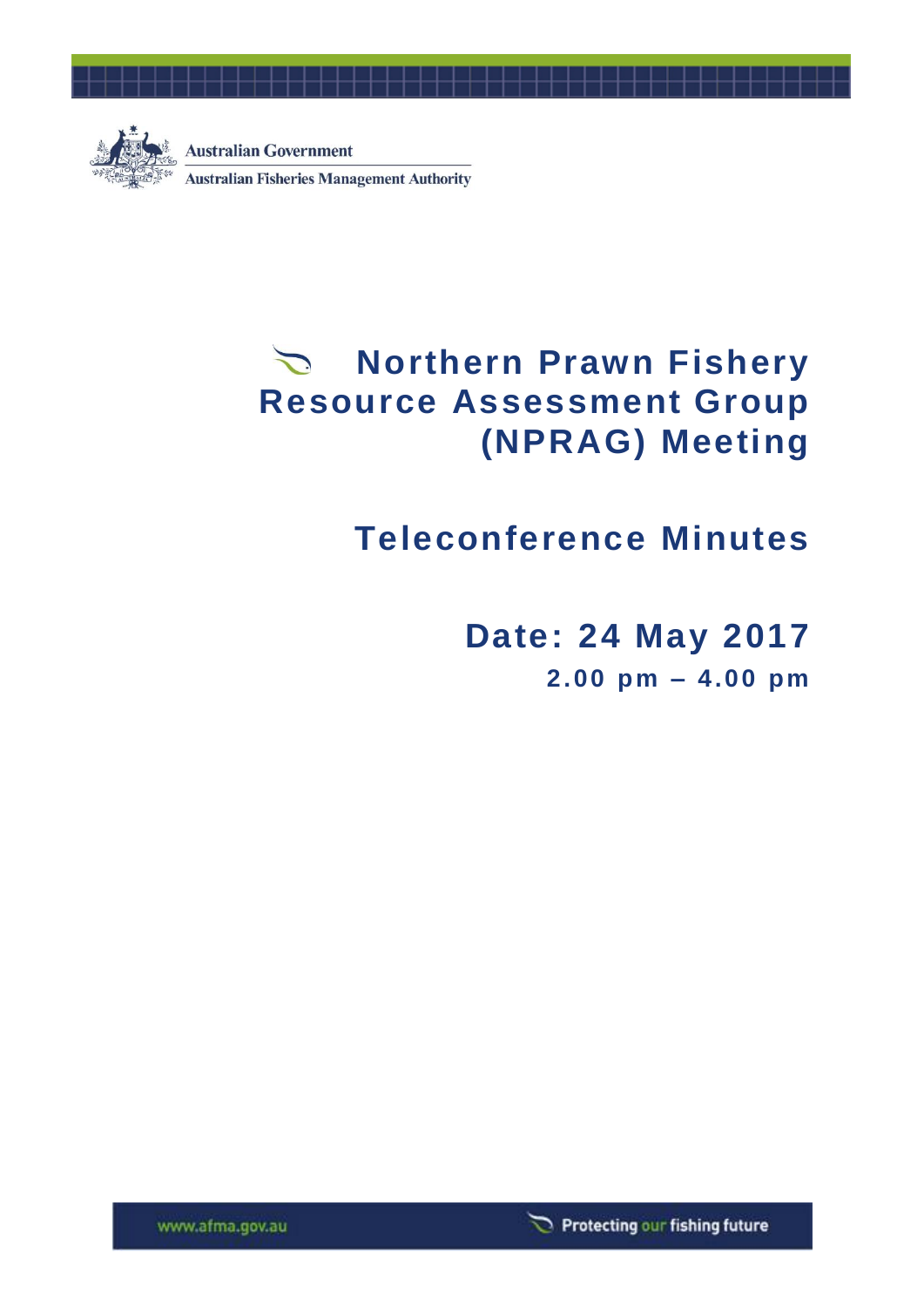Australian Government

Australian Fisheries Management Authority

# Northern Prawn Fishery Resource Assessment Group (NPRAG) Meeting

## Teleconference Minutes

## Date: 24 May 2017

**2.00 pm – 4.00 pm**

www.afma.gov.au

Protecting our fishing future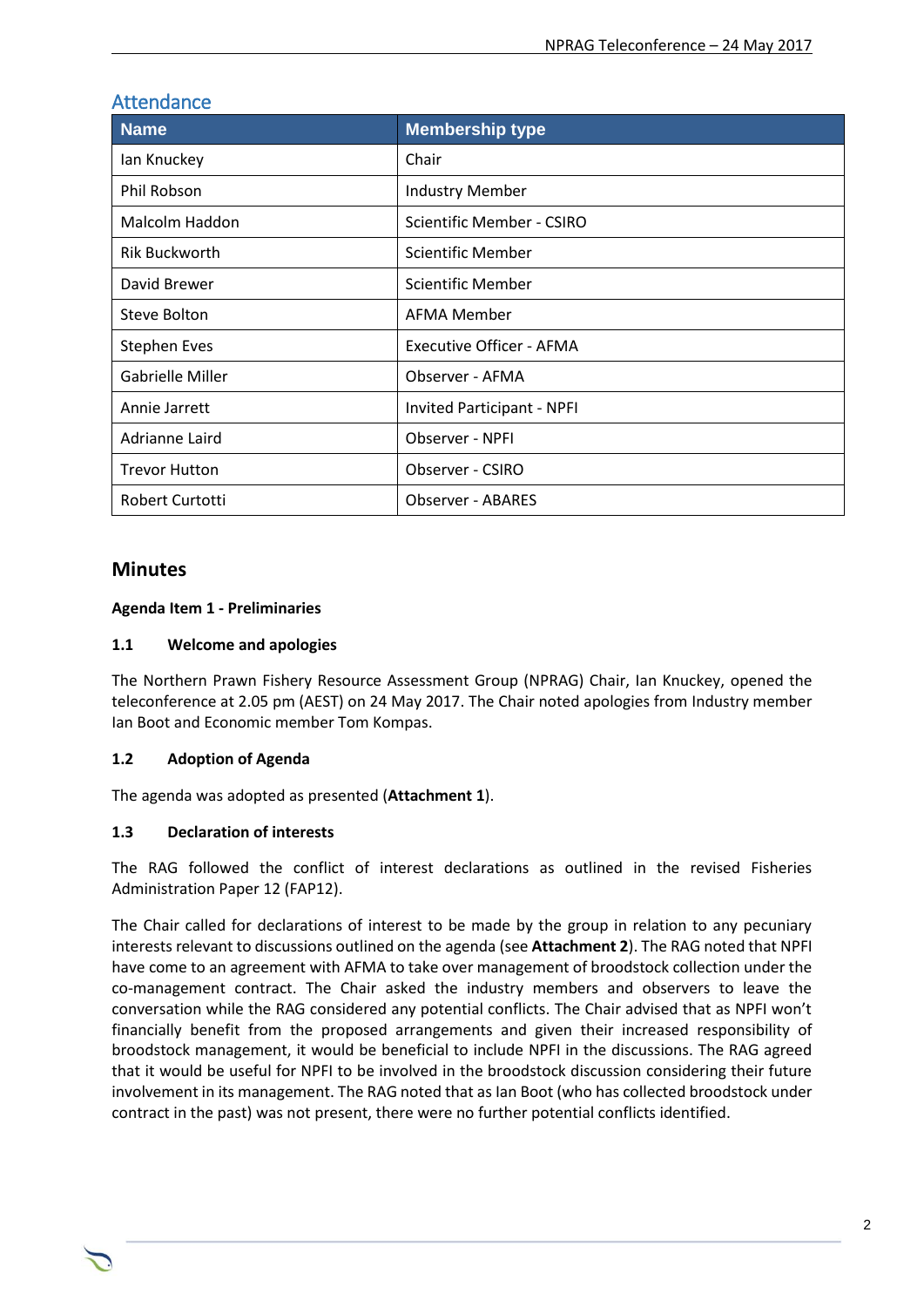## Attendance

| Name | Membership type |
|---|---|
| Ian Knuckey | Chair |
| Phil Robson | Industry Member |
| Malcolm Haddon | Scientific Member - CSIRO |
| Rik Buckworth | Scientific Member |
| David Brewer | Scientific Member |
| Steve Bolton | AFMA Member |
| Stephen Eves | Executive Officer - AFMA |
| Gabrielle Miller | Observer - AFMA |
| Annie Jarrett | Invited Participant - NPFI |
| Adrianne Laird | Observer - NPFI |
| Trevor Hutton | Observer - CSIRO |
| Robert Curtotti | Observer - ABARES |

## Minutes

**Agenda Item 1 - Preliminaries**

### 1.1 Welcome and apologies

The Northern Prawn Fishery Resource Assessment Group (NPRAG) Chair, Ian Knuckey, opened the teleconference at 2.05 pm (AEST) on 24 May 2017. The Chair noted apologies from Industry member Ian Boot and Economic member Tom Kompas.

### 1.2 Adoption of Agenda

The agenda was adopted as presented (**Attachment 1**).

### 1.3 Declaration of interests

The RAG followed the conflict of interest declarations as outlined in the revised Fisheries Administration Paper 12 (FAP12).

The Chair called for declarations of interest to be made by the group in relation to any pecuniary interests relevant to discussions outlined on the agenda (see **Attachment 2**). The RAG noted that NPFI have come to an agreement with AFMA to take over management of broodstock collection under the co-management contract. The Chair asked the industry members and observers to leave the conversation while the RAG considered any potential conflicts. The Chair advised that as NPFI won't financially benefit from the proposed arrangements and given their increased responsibility of broodstock management, it would be beneficial to include NPFI in the discussions. The RAG agreed that it would be useful for NPFI to be involved in the broodstock discussion considering their future involvement in its management. The RAG noted that as Ian Boot (who has collected broodstock under contract in the past) was not present, there were no further potential conflicts identified.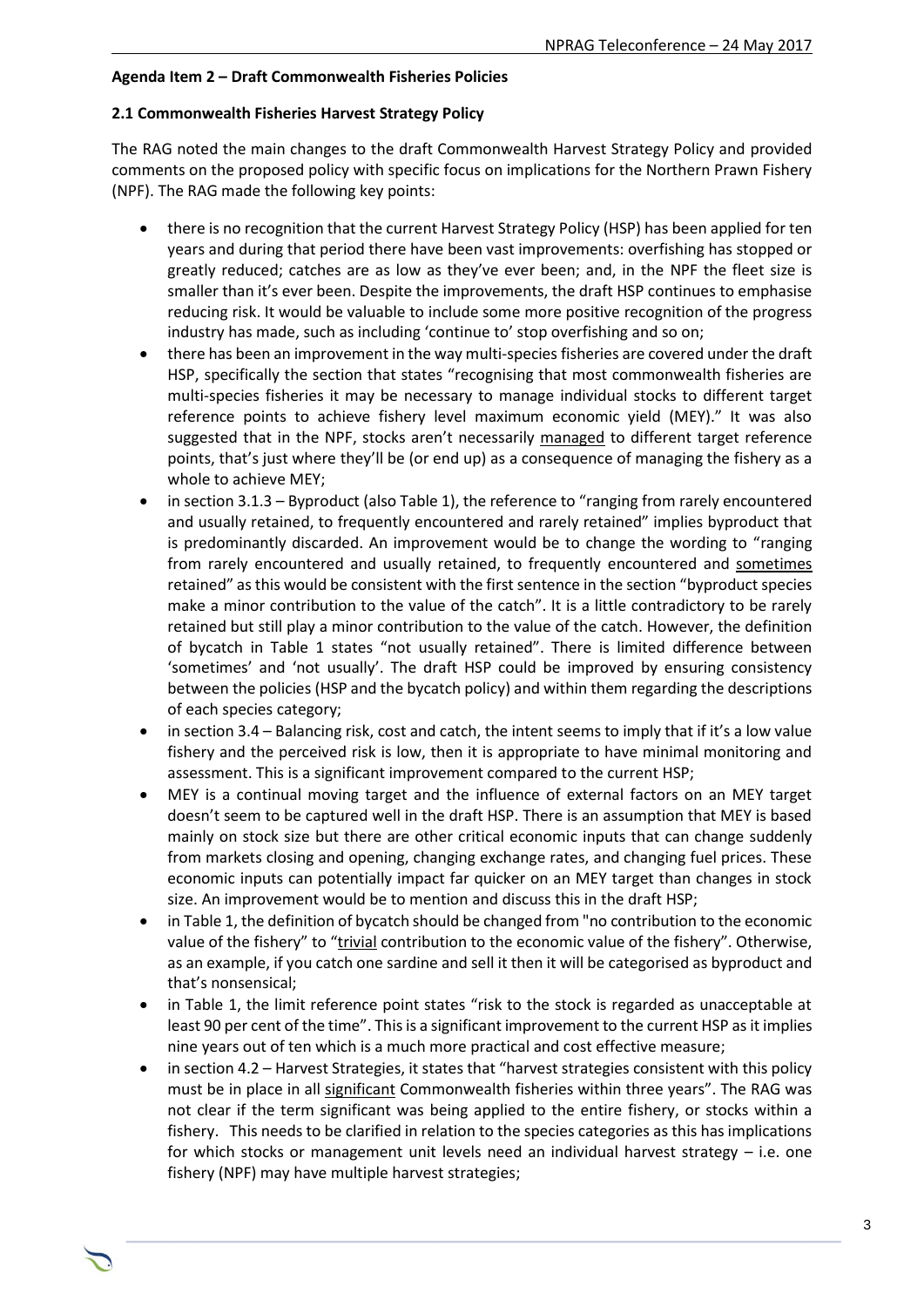**Agenda Item 2 – Draft Commonwealth Fisheries Policies**

**2.1 Commonwealth Fisheries Harvest Strategy Policy**

The RAG noted the main changes to the draft Commonwealth Harvest Strategy Policy and provided comments on the proposed policy with specific focus on implications for the Northern Prawn Fishery (NPF). The RAG made the following key points:

- there is no recognition that the current Harvest Strategy Policy (HSP) has been applied for ten years and during that period there have been vast improvements: overfishing has stopped or greatly reduced; catches are as low as they've ever been; and, in the NPF the fleet size is smaller than it's ever been. Despite the improvements, the draft HSP continues to emphasise reducing risk. It would be valuable to include some more positive recognition of the progress industry has made, such as including 'continue to' stop overfishing and so on;
- there has been an improvement in the way multi-species fisheries are covered under the draft HSP, specifically the section that states "recognising that most commonwealth fisheries are multi-species fisheries it may be necessary to manage individual stocks to different target reference points to achieve fishery level maximum economic yield (MEY)." It was also suggested that in the NPF, stocks aren't necessarily <u>managed</u> to different target reference points, that's just where they'll be (or end up) as a consequence of managing the fishery as a whole to achieve MEY;
- in section 3.1.3 – Byproduct (also Table 1), the reference to "ranging from rarely encountered and usually retained, to frequently encountered and rarely retained" implies byproduct that is predominantly discarded. An improvement would be to change the wording to "ranging from rarely encountered and usually retained, to frequently encountered and <u>sometimes</u> retained" as this would be consistent with the first sentence in the section "byproduct species make a minor contribution to the value of the catch". It is a little contradictory to be rarely retained but still play a minor contribution to the value of the catch. However, the definition of bycatch in Table 1 states "not usually retained". There is limited difference between 'sometimes' and 'not usually'. The draft HSP could be improved by ensuring consistency between the policies (HSP and the bycatch policy) and within them regarding the descriptions of each species category;
- in section 3.4 – Balancing risk, cost and catch, the intent seems to imply that if it's a low value fishery and the perceived risk is low, then it is appropriate to have minimal monitoring and assessment. This is a significant improvement compared to the current HSP;
- MEY is a continual moving target and the influence of external factors on an MEY target doesn't seem to be captured well in the draft HSP. There is an assumption that MEY is based mainly on stock size but there are other critical economic inputs that can change suddenly from markets closing and opening, changing exchange rates, and changing fuel prices. These economic inputs can potentially impact far quicker on an MEY target than changes in stock size. An improvement would be to mention and discuss this in the draft HSP;
- in Table 1, the definition of bycatch should be changed from "no contribution to the economic value of the fishery" to "<u>trivial</u> contribution to the economic value of the fishery". Otherwise, as an example, if you catch one sardine and sell it then it will be categorised as byproduct and that's nonsensical;
- in Table 1, the limit reference point states "risk to the stock is regarded as unacceptable at least 90 per cent of the time". This is a significant improvement to the current HSP as it implies nine years out of ten which is a much more practical and cost effective measure;
- in section 4.2 – Harvest Strategies, it states that "harvest strategies consistent with this policy must be in place in all <u>significant</u> Commonwealth fisheries within three years". The RAG was not clear if the term significant was being applied to the entire fishery, or stocks within a fishery. This needs to be clarified in relation to the species categories as this has implications for which stocks or management unit levels need an individual harvest strategy – i.e. one fishery (NPF) may have multiple harvest strategies;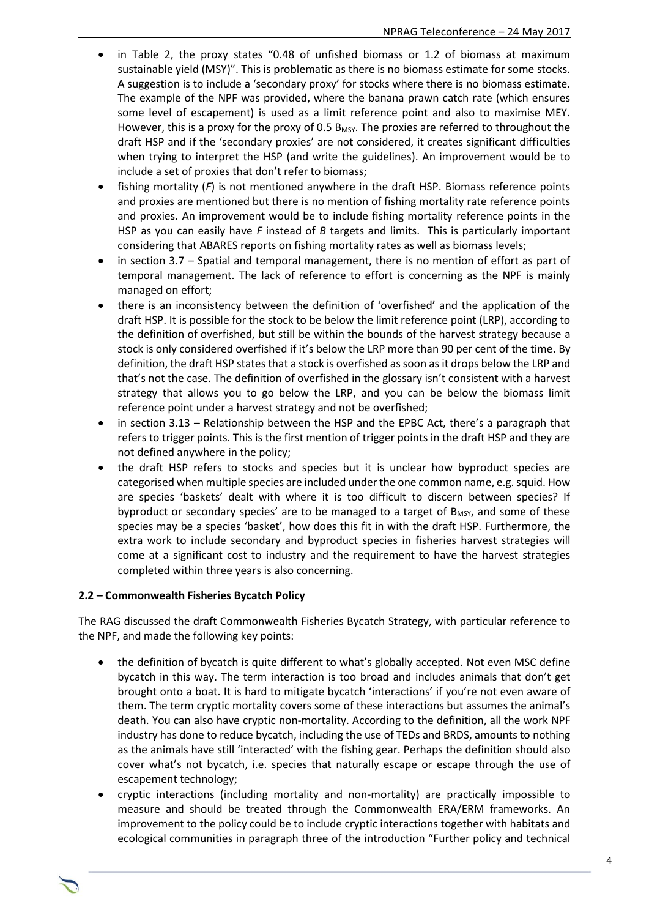- in Table 2, the proxy states "0.48 of unfished biomass or 1.2 of biomass at maximum sustainable yield (MSY)". This is problematic as there is no biomass estimate for some stocks. A suggestion is to include a 'secondary proxy' for stocks where there is no biomass estimate. The example of the NPF was provided, where the banana prawn catch rate (which ensures some level of escapement) is used as a limit reference point and also to maximise MEY. However, this is a proxy for the proxy of 0.5 $B_{MSY}$. The proxies are referred to throughout the draft HSP and if the 'secondary proxies' are not considered, it creates significant difficulties when trying to interpret the HSP (and write the guidelines). An improvement would be to include a set of proxies that don't refer to biomass;
- fishing mortality (*F*) is not mentioned anywhere in the draft HSP. Biomass reference points and proxies are mentioned but there is no mention of fishing mortality rate reference points and proxies. An improvement would be to include fishing mortality reference points in the HSP as you can easily have *F* instead of *B* targets and limits. This is particularly important considering that ABARES reports on fishing mortality rates as well as biomass levels;
- in section 3.7 – Spatial and temporal management, there is no mention of effort as part of temporal management. The lack of reference to effort is concerning as the NPF is mainly managed on effort;
- there is an inconsistency between the definition of 'overfished' and the application of the draft HSP. It is possible for the stock to be below the limit reference point (LRP), according to the definition of overfished, but still be within the bounds of the harvest strategy because a stock is only considered overfished if it's below the LRP more than 90 per cent of the time. By definition, the draft HSP states that a stock is overfished as soon as it drops below the LRP and that's not the case. The definition of overfished in the glossary isn't consistent with a harvest strategy that allows you to go below the LRP, and you can be below the biomass limit reference point under a harvest strategy and not be overfished;
- in section 3.13 – Relationship between the HSP and the EPBC Act, there's a paragraph that refers to trigger points. This is the first mention of trigger points in the draft HSP and they are not defined anywhere in the policy;
- the draft HSP refers to stocks and species but it is unclear how byproduct species are categorised when multiple species are included under the one common name, e.g. squid. How are species 'baskets' dealt with where it is too difficult to discern between species? If byproduct or secondary species' are to be managed to a target of $B_{MSY}$, and some of these species may be a species 'basket', how does this fit in with the draft HSP. Furthermore, the extra work to include secondary and byproduct species in fisheries harvest strategies will come at a significant cost to industry and the requirement to have the harvest strategies completed within three years is also concerning.

**2.2 – Commonwealth Fisheries Bycatch Policy**

The RAG discussed the draft Commonwealth Fisheries Bycatch Strategy, with particular reference to the NPF, and made the following key points:

- the definition of bycatch is quite different to what's globally accepted. Not even MSC define bycatch in this way. The term interaction is too broad and includes animals that don't get brought onto a boat. It is hard to mitigate bycatch 'interactions' if you're not even aware of them. The term cryptic mortality covers some of these interactions but assumes the animal's death. You can also have cryptic non-mortality. According to the definition, all the work NPF industry has done to reduce bycatch, including the use of TEDs and BRDS, amounts to nothing as the animals have still 'interacted' with the fishing gear. Perhaps the definition should also cover what's not bycatch, i.e. species that naturally escape or escape through the use of escapement technology;
- cryptic interactions (including mortality and non-mortality) are practically impossible to measure and should be treated through the Commonwealth ERA/ERM frameworks. An improvement to the policy could be to include cryptic interactions together with habitats and ecological communities in paragraph three of the introduction "Further policy and technical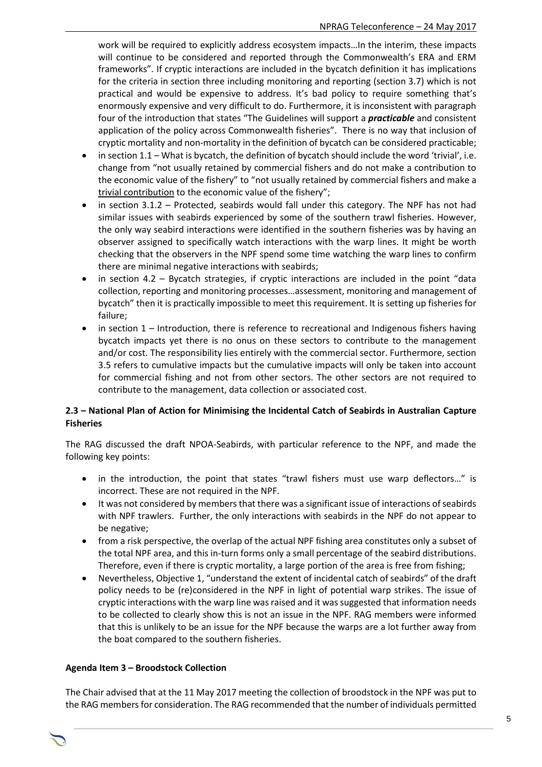work will be required to explicitly address ecosystem impacts…In the interim, these impacts will continue to be considered and reported through the Commonwealth's ERA and ERM frameworks". If cryptic interactions are included in the bycatch definition it has implications for the criteria in section three including monitoring and reporting (section 3.7) which is not practical and would be expensive to address. It's bad policy to require something that's enormously expensive and very difficult to do. Furthermore, it is inconsistent with paragraph four of the introduction that states "The Guidelines will support a ***practicable*** and consistent application of the policy across Commonwealth fisheries". There is no way that inclusion of cryptic mortality and non-mortality in the definition of bycatch can be considered practicable;

- in section 1.1 – What is bycatch, the definition of bycatch should include the word 'trivial', i.e. change from "not usually retained by commercial fishers and do not make a contribution to the economic value of the fishery" to "not usually retained by commercial fishers and make a <u>trivial contribution</u> to the economic value of the fishery";
- in section 3.1.2 – Protected, seabirds would fall under this category. The NPF has not had similar issues with seabirds experienced by some of the southern trawl fisheries. However, the only way seabird interactions were identified in the southern fisheries was by having an observer assigned to specifically watch interactions with the warp lines. It might be worth checking that the observers in the NPF spend some time watching the warp lines to confirm there are minimal negative interactions with seabirds;
- in section 4.2 – Bycatch strategies, if cryptic interactions are included in the point "data collection, reporting and monitoring processes…assessment, monitoring and management of bycatch" then it is practically impossible to meet this requirement. It is setting up fisheries for failure;
- in section 1 – Introduction, there is reference to recreational and Indigenous fishers having bycatch impacts yet there is no onus on these sectors to contribute to the management and/or cost. The responsibility lies entirely with the commercial sector. Furthermore, section 3.5 refers to cumulative impacts but the cumulative impacts will only be taken into account for commercial fishing and not from other sectors. The other sectors are not required to contribute to the management, data collection or associated cost.

**2.3 – National Plan of Action for Minimising the Incidental Catch of Seabirds in Australian Capture Fisheries**

The RAG discussed the draft NPOA-Seabirds, with particular reference to the NPF, and made the following key points:

- in the introduction, the point that states "trawl fishers must use warp deflectors…" is incorrect. These are not required in the NPF.
- It was not considered by members that there was a significant issue of interactions of seabirds with NPF trawlers. Further, the only interactions with seabirds in the NPF do not appear to be negative;
- from a risk perspective, the overlap of the actual NPF fishing area constitutes only a subset of the total NPF area, and this in-turn forms only a small percentage of the seabird distributions. Therefore, even if there is cryptic mortality, a large portion of the area is free from fishing;
- Nevertheless, Objective 1, "understand the extent of incidental catch of seabirds" of the draft policy needs to be (re)considered in the NPF in light of potential warp strikes. The issue of cryptic interactions with the warp line was raised and it was suggested that information needs to be collected to clearly show this is not an issue in the NPF. RAG members were informed that this is unlikely to be an issue for the NPF because the warps are a lot further away from the boat compared to the southern fisheries.

**Agenda Item 3 – Broodstock Collection**

The Chair advised that at the 11 May 2017 meeting the collection of broodstock in the NPF was put to the RAG members for consideration. The RAG recommended that the number of individuals permitted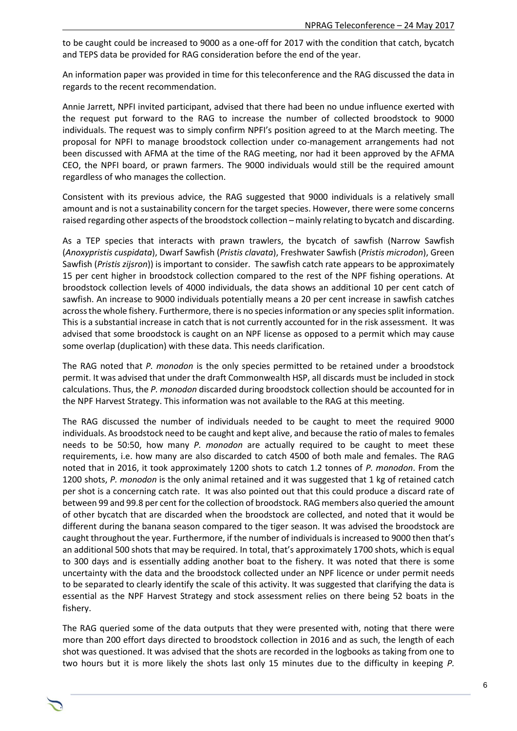to be caught could be increased to 9000 as a one-off for 2017 with the condition that catch, bycatch and TEPS data be provided for RAG consideration before the end of the year.

An information paper was provided in time for this teleconference and the RAG discussed the data in regards to the recent recommendation.

Annie Jarrett, NPFI invited participant, advised that there had been no undue influence exerted with the request put forward to the RAG to increase the number of collected broodstock to 9000 individuals. The request was to simply confirm NPFI's position agreed to at the March meeting. The proposal for NPFI to manage broodstock collection under co-management arrangements had not been discussed with AFMA at the time of the RAG meeting, nor had it been approved by the AFMA CEO, the NPFI board, or prawn farmers. The 9000 individuals would still be the required amount regardless of who manages the collection.

Consistent with its previous advice, the RAG suggested that 9000 individuals is a relatively small amount and is not a sustainability concern for the target species. However, there were some concerns raised regarding other aspects of the broodstock collection – mainly relating to bycatch and discarding.

As a TEP species that interacts with prawn trawlers, the bycatch of sawfish (Narrow Sawfish (*Anoxypristis cuspidata*), Dwarf Sawfish (*Pristis clavata*), Freshwater Sawfish (*Pristis microdon*), Green Sawfish (*Pristis zijsron*)) is important to consider. The sawfish catch rate appears to be approximately 15 per cent higher in broodstock collection compared to the rest of the NPF fishing operations. At broodstock collection levels of 4000 individuals, the data shows an additional 10 per cent catch of sawfish. An increase to 9000 individuals potentially means a 20 per cent increase in sawfish catches across the whole fishery. Furthermore, there is no species information or any species split information. This is a substantial increase in catch that is not currently accounted for in the risk assessment. It was advised that some broodstock is caught on an NPF license as opposed to a permit which may cause some overlap (duplication) with these data. This needs clarification.

The RAG noted that *P. monodon* is the only species permitted to be retained under a broodstock permit. It was advised that under the draft Commonwealth HSP, all discards must be included in stock calculations. Thus, the *P. monodon* discarded during broodstock collection should be accounted for in the NPF Harvest Strategy. This information was not available to the RAG at this meeting.

The RAG discussed the number of individuals needed to be caught to meet the required 9000 individuals. As broodstock need to be caught and kept alive, and because the ratio of males to females needs to be 50:50, how many *P. monodon* are actually required to be caught to meet these requirements, i.e. how many are also discarded to catch 4500 of both male and females. The RAG noted that in 2016, it took approximately 1200 shots to catch 1.2 tonnes of *P. monodon*. From the 1200 shots, *P. monodon* is the only animal retained and it was suggested that 1 kg of retained catch per shot is a concerning catch rate. It was also pointed out that this could produce a discard rate of between 99 and 99.8 per cent for the collection of broodstock. RAG members also queried the amount of other bycatch that are discarded when the broodstock are collected, and noted that it would be different during the banana season compared to the tiger season. It was advised the broodstock are caught throughout the year. Furthermore, if the number of individuals is increased to 9000 then that's an additional 500 shots that may be required. In total, that's approximately 1700 shots, which is equal to 300 days and is essentially adding another boat to the fishery. It was noted that there is some uncertainty with the data and the broodstock collected under an NPF licence or under permit needs to be separated to clearly identify the scale of this activity. It was suggested that clarifying the data is essential as the NPF Harvest Strategy and stock assessment relies on there being 52 boats in the fishery.

The RAG queried some of the data outputs that they were presented with, noting that there were more than 200 effort days directed to broodstock collection in 2016 and as such, the length of each shot was questioned. It was advised that the shots are recorded in the logbooks as taking from one to two hours but it is more likely the shots last only 15 minutes due to the difficulty in keeping *P.*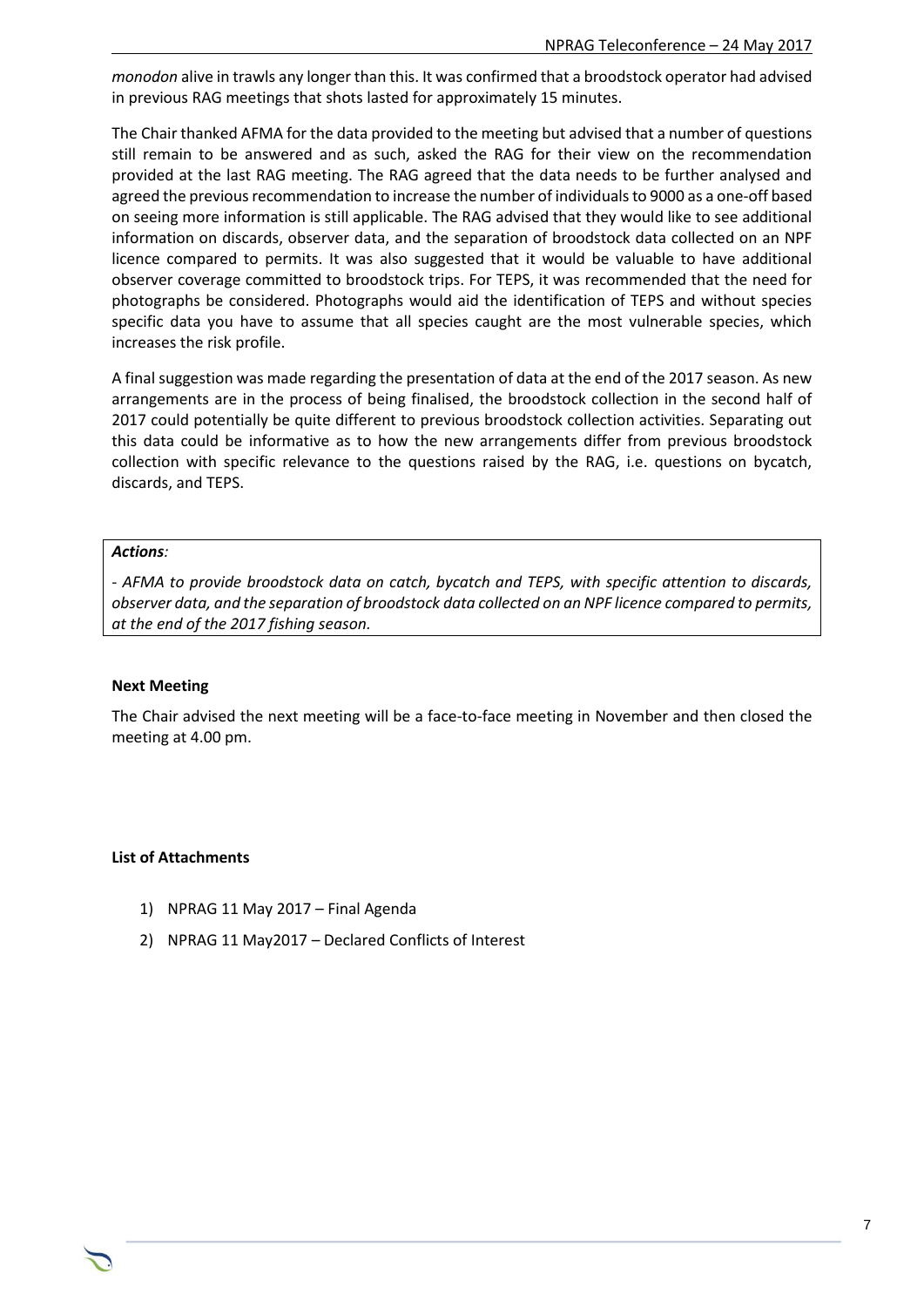*monodon* alive in trawls any longer than this. It was confirmed that a broodstock operator had advised in previous RAG meetings that shots lasted for approximately 15 minutes.

The Chair thanked AFMA for the data provided to the meeting but advised that a number of questions still remain to be answered and as such, asked the RAG for their view on the recommendation provided at the last RAG meeting. The RAG agreed that the data needs to be further analysed and agreed the previous recommendation to increase the number of individuals to 9000 as a one-off based on seeing more information is still applicable. The RAG advised that they would like to see additional information on discards, observer data, and the separation of broodstock data collected on an NPF licence compared to permits. It was also suggested that it would be valuable to have additional observer coverage committed to broodstock trips. For TEPS, it was recommended that the need for photographs be considered. Photographs would aid the identification of TEPS and without species specific data you have to assume that all species caught are the most vulnerable species, which increases the risk profile.

A final suggestion was made regarding the presentation of data at the end of the 2017 season. As new arrangements are in the process of being finalised, the broodstock collection in the second half of 2017 could potentially be quite different to previous broodstock collection activities. Separating out this data could be informative as to how the new arrangements differ from previous broodstock collection with specific relevance to the questions raised by the RAG, i.e. questions on bycatch, discards, and TEPS.

***Actions:***

*- AFMA to provide broodstock data on catch, bycatch and TEPS, with specific attention to discards, observer data, and the separation of broodstock data collected on an NPF licence compared to permits, at the end of the 2017 fishing season.*

**Next Meeting**

The Chair advised the next meeting will be a face-to-face meeting in November and then closed the meeting at 4.00 pm.

**List of Attachments**

1) NPRAG 11 May 2017 – Final Agenda
2) NPRAG 11 May2017 – Declared Conflicts of Interest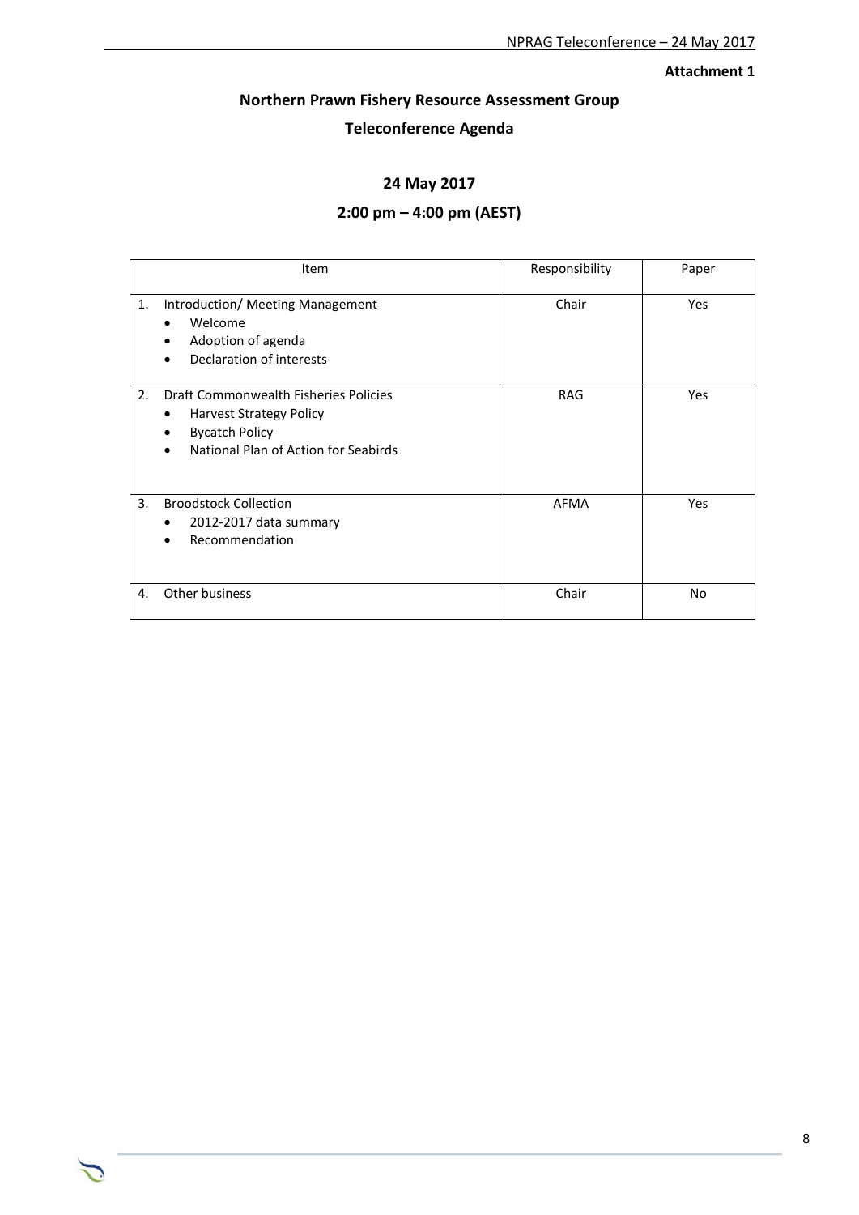**Attachment 1**

# Northern Prawn Fishery Resource Assessment Group

## Teleconference Agenda

### 24 May 2017

### 2:00 pm – 4:00 pm (AEST)

| Item | Responsibility | Paper |
|---|---|---|
| 1. Introduction/ Meeting Management<br>• Welcome<br>• Adoption of agenda<br>• Declaration of interests | Chair | Yes |
| 2. Draft Commonwealth Fisheries Policies<br>• Harvest Strategy Policy<br>• Bycatch Policy<br>• National Plan of Action for Seabirds | RAG | Yes |
| 3. Broodstock Collection<br>• 2012-2017 data summary<br>• Recommendation | AFMA | Yes |
| 4. Other business | Chair | No |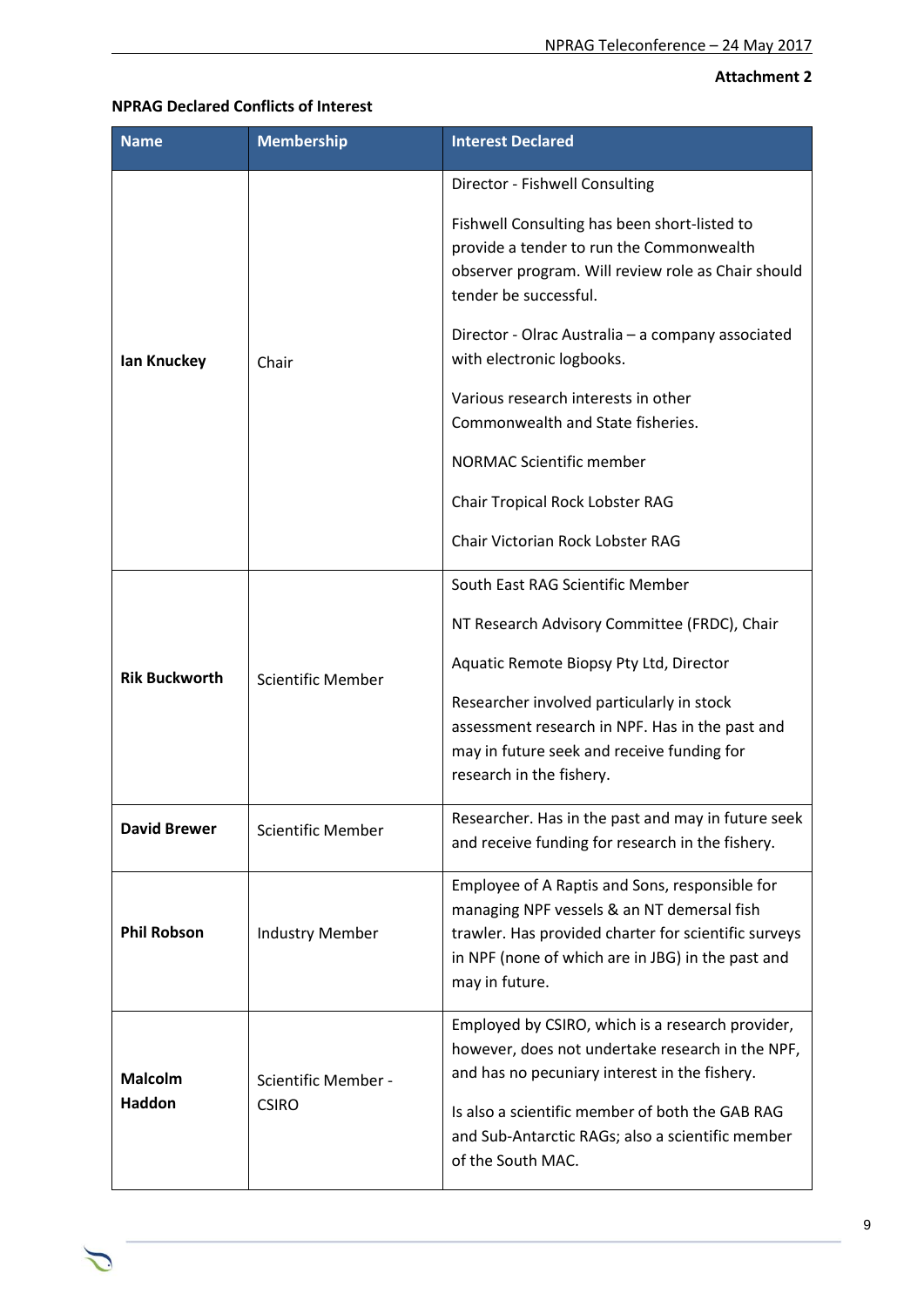**Attachment 2**

**NPRAG Declared Conflicts of Interest**

| Name | Membership | Interest Declared |
|---|---|---|
| **Ian Knuckey** | Chair | Director - Fishwell Consulting<br><br>Fishwell Consulting has been short-listed to provide a tender to run the Commonwealth observer program. Will review role as Chair should tender be successful.<br><br>Director - Olrac Australia – a company associated with electronic logbooks.<br><br>Various research interests in other Commonwealth and State fisheries.<br><br>NORMAC Scientific member<br><br>Chair Tropical Rock Lobster RAG<br><br>Chair Victorian Rock Lobster RAG |
| **Rik Buckworth** | Scientific Member | South East RAG Scientific Member<br><br>NT Research Advisory Committee (FRDC), Chair<br><br>Aquatic Remote Biopsy Pty Ltd, Director<br><br>Researcher involved particularly in stock assessment research in NPF. Has in the past and may in future seek and receive funding for research in the fishery. |
| **David Brewer** | Scientific Member | Researcher. Has in the past and may in future seek and receive funding for research in the fishery. |
| **Phil Robson** | Industry Member | Employee of A Raptis and Sons, responsible for managing NPF vessels & an NT demersal fish trawler. Has provided charter for scientific surveys in NPF (none of which are in JBG) in the past and may in future. |
| **Malcolm Haddon** | Scientific Member - CSIRO | Employed by CSIRO, which is a research provider, however, does not undertake research in the NPF, and has no pecuniary interest in the fishery.<br><br>Is also a scientific member of both the GAB RAG and Sub-Antarctic RAGs; also a scientific member of the South MAC. |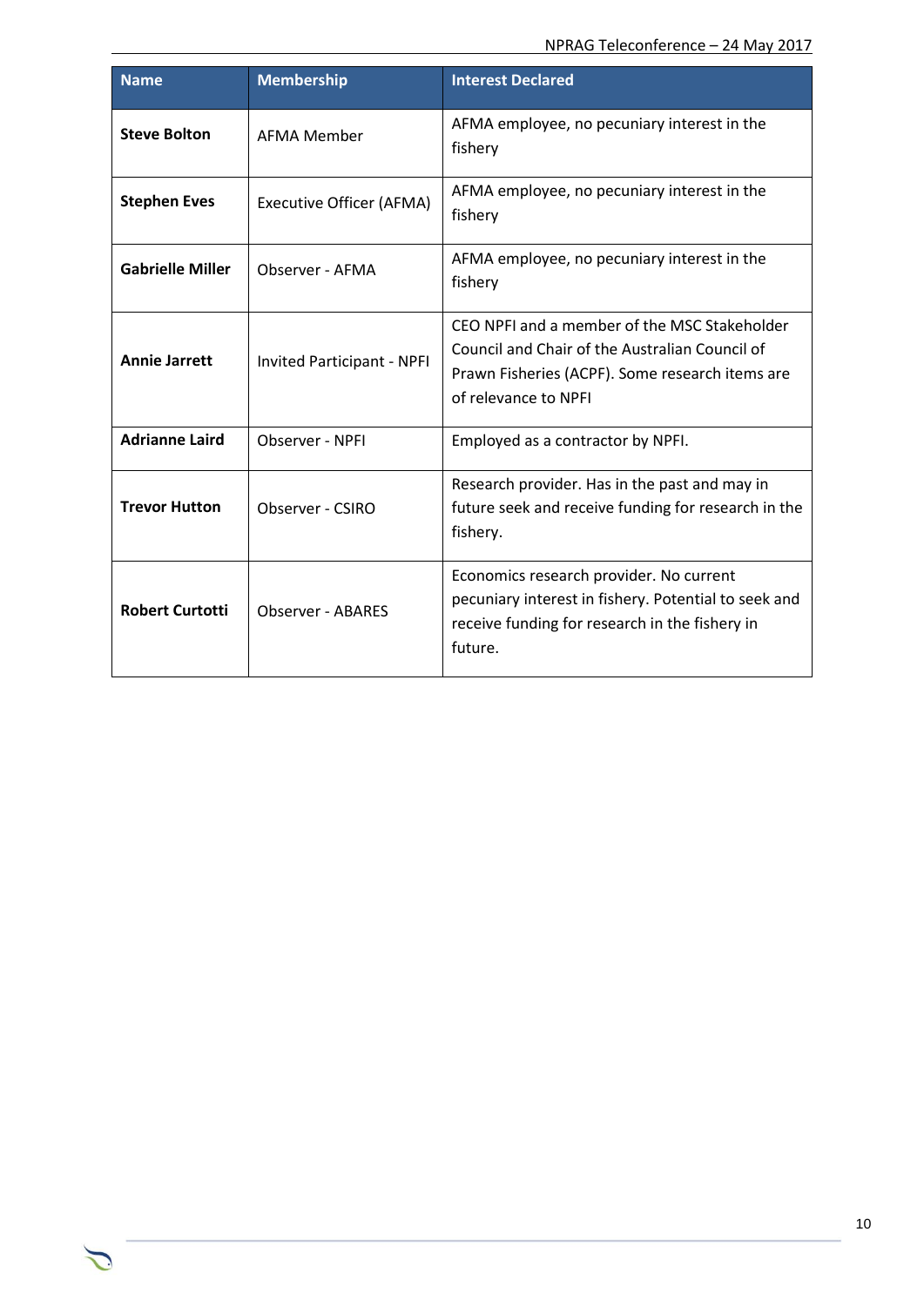| Name | Membership | Interest Declared |
|---|---|---|
| **Steve Bolton** | AFMA Member | AFMA employee, no pecuniary interest in the fishery |
| **Stephen Eves** | Executive Officer (AFMA) | AFMA employee, no pecuniary interest in the fishery |
| **Gabrielle Miller** | Observer - AFMA | AFMA employee, no pecuniary interest in the fishery |
| **Annie Jarrett** | Invited Participant - NPFI | CEO NPFI and a member of the MSC Stakeholder Council and Chair of the Australian Council of Prawn Fisheries (ACPF). Some research items are of relevance to NPFI |
| **Adrianne Laird** | Observer - NPFI | Employed as a contractor by NPFI. |
| **Trevor Hutton** | Observer - CSIRO | Research provider. Has in the past and may in future seek and receive funding for research in the fishery. |
| **Robert Curtotti** | Observer - ABARES | Economics research provider. No current pecuniary interest in fishery. Potential to seek and receive funding for research in the fishery in future. |